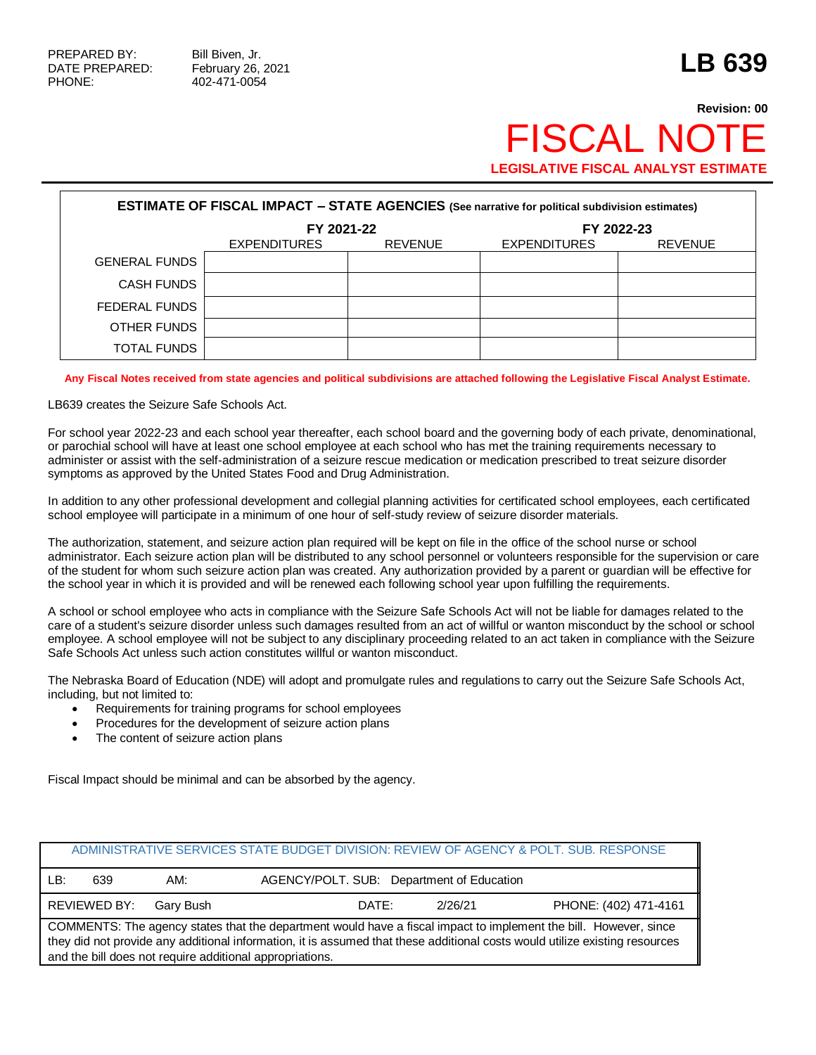PREPARED BY: Bill Biven, Jr.
DATE PREPARED: February 26, 2021
PHONE: 402-471-0054

# LB 639

**Revision: 00**

# FISCAL NOTE

**LEGISLATIVE FISCAL ANALYST ESTIMATE**

| **ESTIMATE OF FISCAL IMPACT – STATE AGENCIES** (See narrative for political subdivision estimates) | | | | |
|---|---|---|---|---|
| | FY 2021-22 | | FY 2022-23 | |
| | EXPENDITURES | REVENUE | EXPENDITURES | REVENUE |
| GENERAL FUNDS | | | | |
| CASH FUNDS | | | | |
| FEDERAL FUNDS | | | | |
| OTHER FUNDS | | | | |
| TOTAL FUNDS | | | | |

**Any Fiscal Notes received from state agencies and political subdivisions are attached following the Legislative Fiscal Analyst Estimate.**

LB639 creates the Seizure Safe Schools Act.

For school year 2022-23 and each school year thereafter, each school board and the governing body of each private, denominational, or parochial school will have at least one school employee at each school who has met the training requirements necessary to administer or assist with the self-administration of a seizure rescue medication or medication prescribed to treat seizure disorder symptoms as approved by the United States Food and Drug Administration.

In addition to any other professional development and collegial planning activities for certificated school employees, each certificated school employee will participate in a minimum of one hour of self-study review of seizure disorder materials.

The authorization, statement, and seizure action plan required will be kept on file in the office of the school nurse or school administrator. Each seizure action plan will be distributed to any school personnel or volunteers responsible for the supervision or care of the student for whom such seizure action plan was created. Any authorization provided by a parent or guardian will be effective for the school year in which it is provided and will be renewed each following school year upon fulfilling the requirements.

A school or school employee who acts in compliance with the Seizure Safe Schools Act will not be liable for damages related to the care of a student's seizure disorder unless such damages resulted from an act of willful or wanton misconduct by the school or school employee. A school employee will not be subject to any disciplinary proceeding related to an act taken in compliance with the Seizure Safe Schools Act unless such action constitutes willful or wanton misconduct.

The Nebraska Board of Education (NDE) will adopt and promulgate rules and regulations to carry out the Seizure Safe Schools Act, including, but not limited to:

- Requirements for training programs for school employees
- Procedures for the development of seizure action plans
- The content of seizure action plans

Fiscal Impact should be minimal and can be absorbed by the agency.

| ADMINISTRATIVE SERVICES STATE BUDGET DIVISION: REVIEW OF AGENCY & POLT. SUB. RESPONSE | | | |
|---|---|---|---|
| LB: 639 | AM: | AGENCY/POLT. SUB: Department of Education | |
| REVIEWED BY: Gary Bush | | DATE: 2/26/21 | PHONE: (402) 471-4161 |
| COMMENTS: The agency states that the department would have a fiscal impact to implement the bill. However, since they did not provide any additional information, it is assumed that these additional costs would utilize existing resources and the bill does not require additional appropriations. | | | |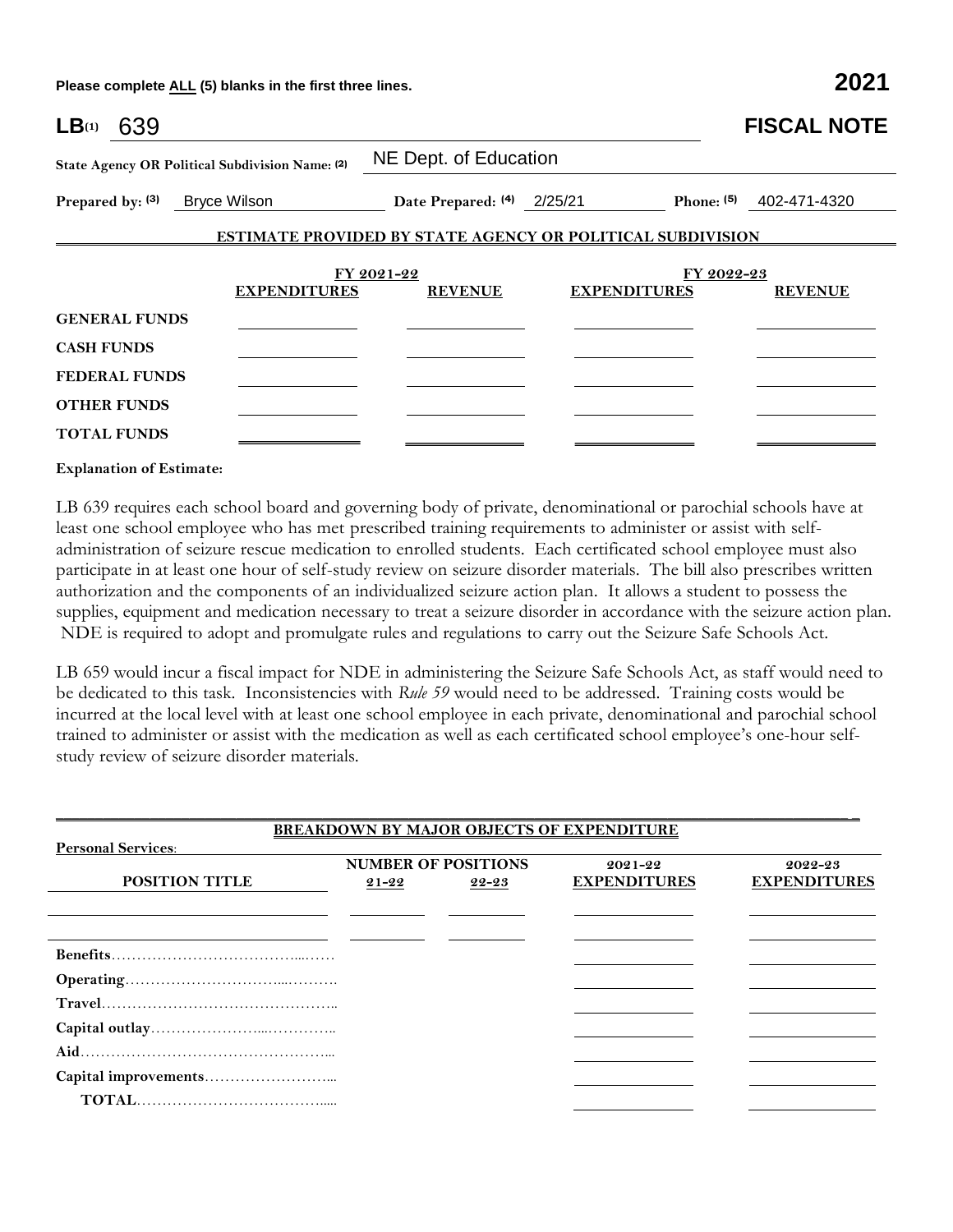Please complete ALL (5) blanks in the first three lines. **2021**

**LB**(1) 639 **FISCAL NOTE**

**State Agency OR Political Subdivision Name:** (2) NE Dept. of Education

**Prepared by:** (3) Bryce Wilson **Date Prepared:** (4) 2/25/21 **Phone:** (5) 402-471-4320

**ESTIMATE PROVIDED BY STATE AGENCY OR POLITICAL SUBDIVISION**

| | FY 2021-22 | | FY 2022-23 | |
|---|---|---|---|---|
| | **EXPENDITURES** | **REVENUE** | **EXPENDITURES** | **REVENUE** |
| **GENERAL FUNDS** | | | | |
| **CASH FUNDS** | | | | |
| **FEDERAL FUNDS** | | | | |
| **OTHER FUNDS** | | | | |
| **TOTAL FUNDS** | | | | |

**Explanation of Estimate:**

LB 639 requires each school board and governing body of private, denominational or parochial schools have at least one school employee who has met prescribed training requirements to administer or assist with self-administration of seizure rescue medication to enrolled students. Each certificated school employee must also participate in at least one hour of self-study review on seizure disorder materials. The bill also prescribes written authorization and the components of an individualized seizure action plan. It allows a student to possess the supplies, equipment and medication necessary to treat a seizure disorder in accordance with the seizure action plan. NDE is required to adopt and promulgate rules and regulations to carry out the Seizure Safe Schools Act.

LB 659 would incur a fiscal impact for NDE in administering the Seizure Safe Schools Act, as staff would need to be dedicated to this task. Inconsistencies with *Rule 59* would need to be addressed. Training costs would be incurred at the local level with at least one school employee in each private, denominational and parochial school trained to administer or assist with the medication as well as each certificated school employee's one-hour self-study review of seizure disorder materials.

**BREAKDOWN BY MAJOR OBJECTS OF EXPENDITURE**

**Personal Services**:

| POSITION TITLE | NUMBER OF POSITIONS 21-22 | NUMBER OF POSITIONS 22-23 | 2021-22 EXPENDITURES | 2022-23 EXPENDITURES |
|---|---|---|---|---|
| | | | | |
| | | | | |
| **Benefits** | | | | |
| **Operating** | | | | |
| **Travel** | | | | |
| **Capital outlay** | | | | |
| **Aid** | | | | |
| **Capital improvements** | | | | |
| **TOTAL** | | | | |